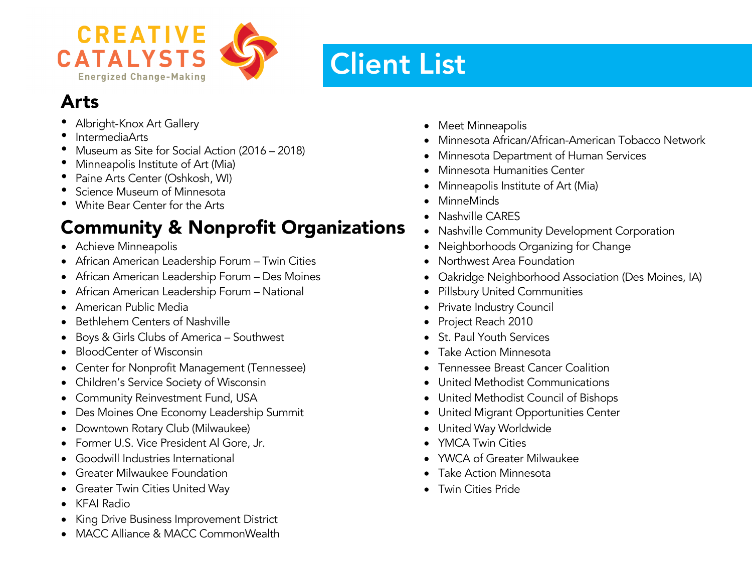# CREATIVE CATALYSTS

Energized Change-Making

# Client List

## Arts

- Albright-Knox Art Gallery
- IntermediaArts
- Museum as Site for Social Action (2016 – 2018)
- Minneapolis Institute of Art (Mia)
- Paine Arts Center (Oshkosh, WI)
- Science Museum of Minnesota
- White Bear Center for the Arts

## Community & Nonprofit Organizations

- Achieve Minneapolis
- African American Leadership Forum – Twin Cities
- African American Leadership Forum – Des Moines
- African American Leadership Forum – National
- American Public Media
- Bethlehem Centers of Nashville
- Boys & Girls Clubs of America – Southwest
- BloodCenter of Wisconsin
- Center for Nonprofit Management (Tennessee)
- Children's Service Society of Wisconsin
- Community Reinvestment Fund, USA
- Des Moines One Economy Leadership Summit
- Downtown Rotary Club (Milwaukee)
- Former U.S. Vice President Al Gore, Jr.
- Goodwill Industries International
- Greater Milwaukee Foundation
- Greater Twin Cities United Way
- KFAI Radio
- King Drive Business Improvement District
- MACC Alliance & MACC CommonWealth
- Meet Minneapolis
- Minnesota African/African-American Tobacco Network
- Minnesota Department of Human Services
- Minnesota Humanities Center
- Minneapolis Institute of Art (Mia)
- MinneMinds
- Nashville CARES
- Nashville Community Development Corporation
- Neighborhoods Organizing for Change
- Northwest Area Foundation
- Oakridge Neighborhood Association (Des Moines, IA)
- Pillsbury United Communities
- Private Industry Council
- Project Reach 2010
- St. Paul Youth Services
- Take Action Minnesota
- Tennessee Breast Cancer Coalition
- United Methodist Communications
- United Methodist Council of Bishops
- United Migrant Opportunities Center
- United Way Worldwide
- YMCA Twin Cities
- YWCA of Greater Milwaukee
- Take Action Minnesota
- Twin Cities Pride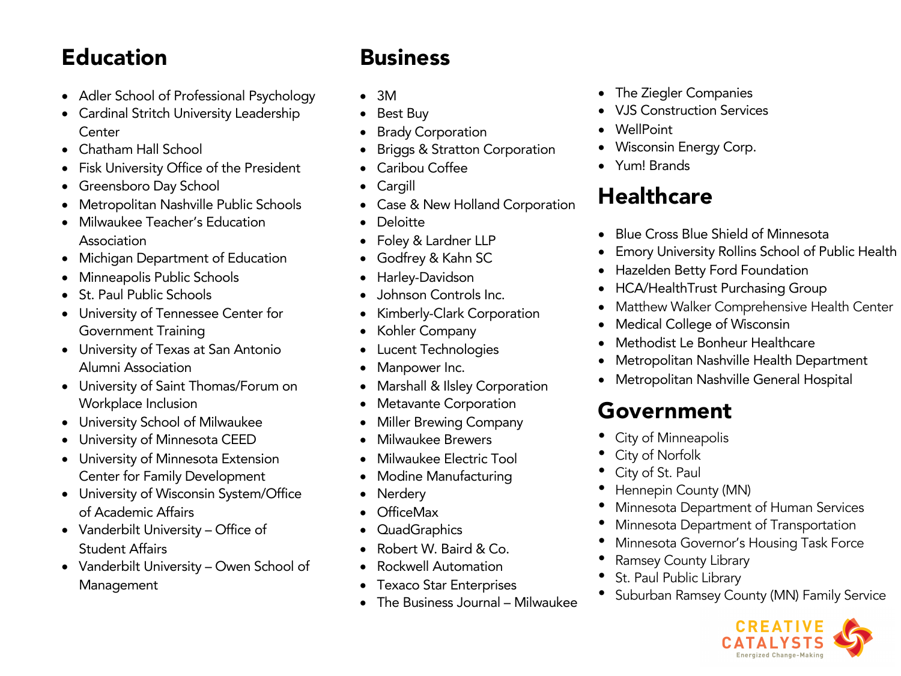## Education

- Adler School of Professional Psychology
- Cardinal Stritch University Leadership Center
- Chatham Hall School
- Fisk University Office of the President
- Greensboro Day School
- Metropolitan Nashville Public Schools
- Milwaukee Teacher's Education Association
- Michigan Department of Education
- Minneapolis Public Schools
- St. Paul Public Schools
- University of Tennessee Center for Government Training
- University of Texas at San Antonio Alumni Association
- University of Saint Thomas/Forum on Workplace Inclusion
- University School of Milwaukee
- University of Minnesota CEED
- University of Minnesota Extension Center for Family Development
- University of Wisconsin System/Office of Academic Affairs
- Vanderbilt University – Office of Student Affairs
- Vanderbilt University – Owen School of Management

## Business

- 3M
- Best Buy
- Brady Corporation
- Briggs & Stratton Corporation
- Caribou Coffee
- Cargill
- Case & New Holland Corporation
- Deloitte
- Foley & Lardner LLP
- Godfrey & Kahn SC
- Harley-Davidson
- Johnson Controls Inc.
- Kimberly-Clark Corporation
- Kohler Company
- Lucent Technologies
- Manpower Inc.
- Marshall & Ilsley Corporation
- Metavante Corporation
- Miller Brewing Company
- Milwaukee Brewers
- Milwaukee Electric Tool
- Modine Manufacturing
- Nerdery
- OfficeMax
- QuadGraphics
- Robert W. Baird & Co.
- Rockwell Automation
- Texaco Star Enterprises
- The Business Journal – Milwaukee
- The Ziegler Companies
- VJS Construction Services
- WellPoint
- Wisconsin Energy Corp.
- Yum! Brands

## Healthcare

- Blue Cross Blue Shield of Minnesota
- Emory University Rollins School of Public Health
- Hazelden Betty Ford Foundation
- HCA/HealthTrust Purchasing Group
- Matthew Walker Comprehensive Health Center
- Medical College of Wisconsin
- Methodist Le Bonheur Healthcare
- Metropolitan Nashville Health Department
- Metropolitan Nashville General Hospital

## Government

- City of Minneapolis
- City of Norfolk
- City of St. Paul
- Hennepin County (MN)
- Minnesota Department of Human Services
- Minnesota Department of Transportation
- Minnesota Governor's Housing Task Force
- Ramsey County Library
- St. Paul Public Library
- Suburban Ramsey County (MN) Family Service

CREATIVE CATALYSTS
Energized Change-Making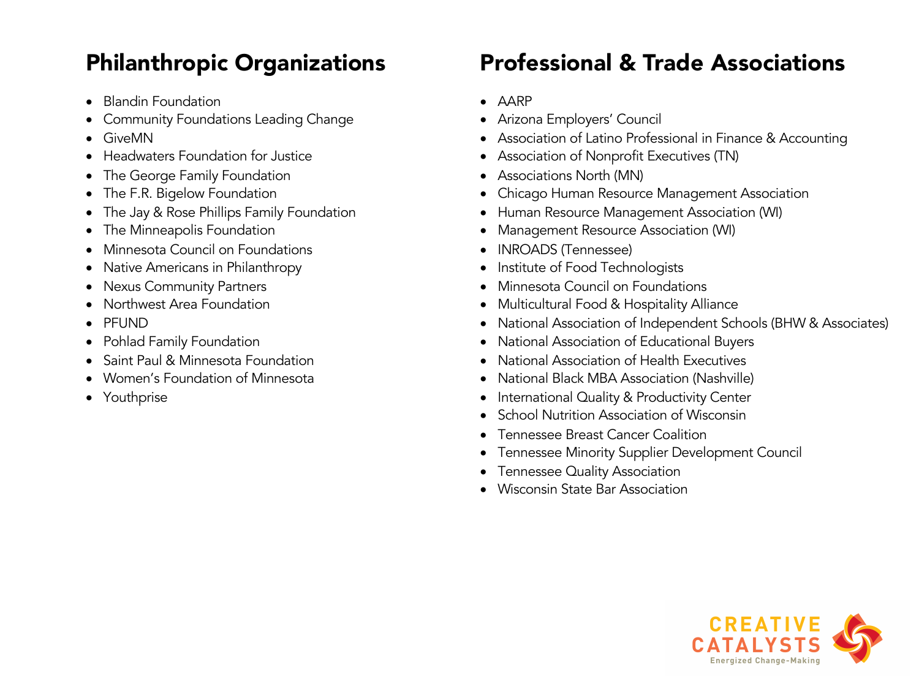## Philanthropic Organizations

- Blandin Foundation
- Community Foundations Leading Change
- GiveMN
- Headwaters Foundation for Justice
- The George Family Foundation
- The F.R. Bigelow Foundation
- The Jay & Rose Phillips Family Foundation
- The Minneapolis Foundation
- Minnesota Council on Foundations
- Native Americans in Philanthropy
- Nexus Community Partners
- Northwest Area Foundation
- PFUND
- Pohlad Family Foundation
- Saint Paul & Minnesota Foundation
- Women's Foundation of Minnesota
- Youthprise

## Professional & Trade Associations

- AARP
- Arizona Employers' Council
- Association of Latino Professional in Finance & Accounting
- Association of Nonprofit Executives (TN)
- Associations North (MN)
- Chicago Human Resource Management Association
- Human Resource Management Association (WI)
- Management Resource Association (WI)
- INROADS (Tennessee)
- Institute of Food Technologists
- Minnesota Council on Foundations
- Multicultural Food & Hospitality Alliance
- National Association of Independent Schools (BHW & Associates)
- National Association of Educational Buyers
- National Association of Health Executives
- National Black MBA Association (Nashville)
- International Quality & Productivity Center
- School Nutrition Association of Wisconsin
- Tennessee Breast Cancer Coalition
- Tennessee Minority Supplier Development Council
- Tennessee Quality Association
- Wisconsin State Bar Association

CREATIVE CATALYSTS
Energized Change-Making